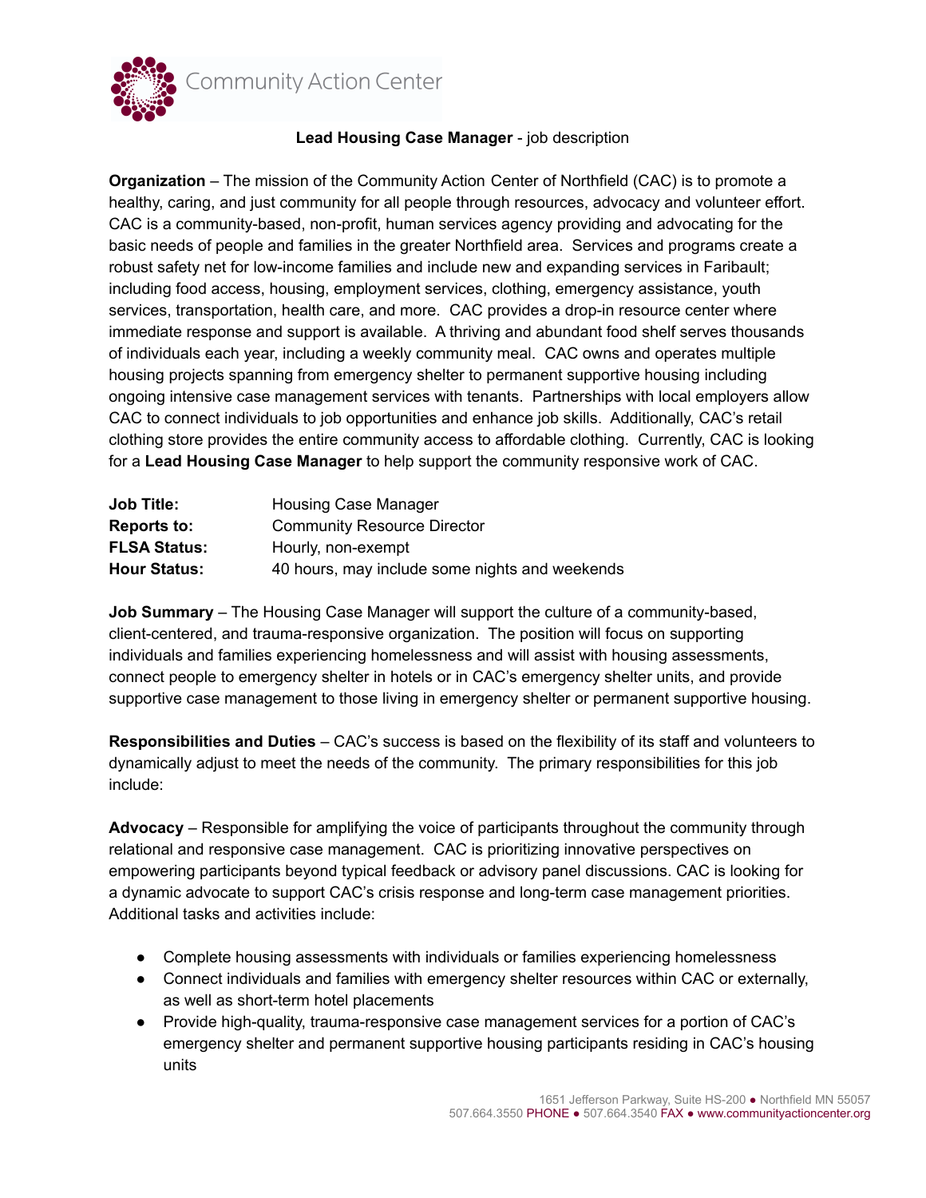Community Action Center

**Lead Housing Case Manager** - job description

**Organization** – The mission of the Community Action Center of Northfield (CAC) is to promote a healthy, caring, and just community for all people through resources, advocacy and volunteer effort. CAC is a community-based, non-profit, human services agency providing and advocating for the basic needs of people and families in the greater Northfield area. Services and programs create a robust safety net for low-income families and include new and expanding services in Faribault; including food access, housing, employment services, clothing, emergency assistance, youth services, transportation, health care, and more. CAC provides a drop-in resource center where immediate response and support is available. A thriving and abundant food shelf serves thousands of individuals each year, including a weekly community meal. CAC owns and operates multiple housing projects spanning from emergency shelter to permanent supportive housing including ongoing intensive case management services with tenants. Partnerships with local employers allow CAC to connect individuals to job opportunities and enhance job skills. Additionally, CAC's retail clothing store provides the entire community access to affordable clothing. Currently, CAC is looking for a **Lead Housing Case Manager** to help support the community responsive work of CAC.

| | |
|---|---|
| **Job Title:** | Housing Case Manager |
| **Reports to:** | Community Resource Director |
| **FLSA Status:** | Hourly, non-exempt |
| **Hour Status:** | 40 hours, may include some nights and weekends |

**Job Summary** – The Housing Case Manager will support the culture of a community-based, client-centered, and trauma-responsive organization. The position will focus on supporting individuals and families experiencing homelessness and will assist with housing assessments, connect people to emergency shelter in hotels or in CAC's emergency shelter units, and provide supportive case management to those living in emergency shelter or permanent supportive housing.

**Responsibilities and Duties** – CAC's success is based on the flexibility of its staff and volunteers to dynamically adjust to meet the needs of the community. The primary responsibilities for this job include:

**Advocacy** – Responsible for amplifying the voice of participants throughout the community through relational and responsive case management. CAC is prioritizing innovative perspectives on empowering participants beyond typical feedback or advisory panel discussions. CAC is looking for a dynamic advocate to support CAC's crisis response and long-term case management priorities. Additional tasks and activities include:

- Complete housing assessments with individuals or families experiencing homelessness
- Connect individuals and families with emergency shelter resources within CAC or externally, as well as short-term hotel placements
- Provide high-quality, trauma-responsive case management services for a portion of CAC's emergency shelter and permanent supportive housing participants residing in CAC's housing units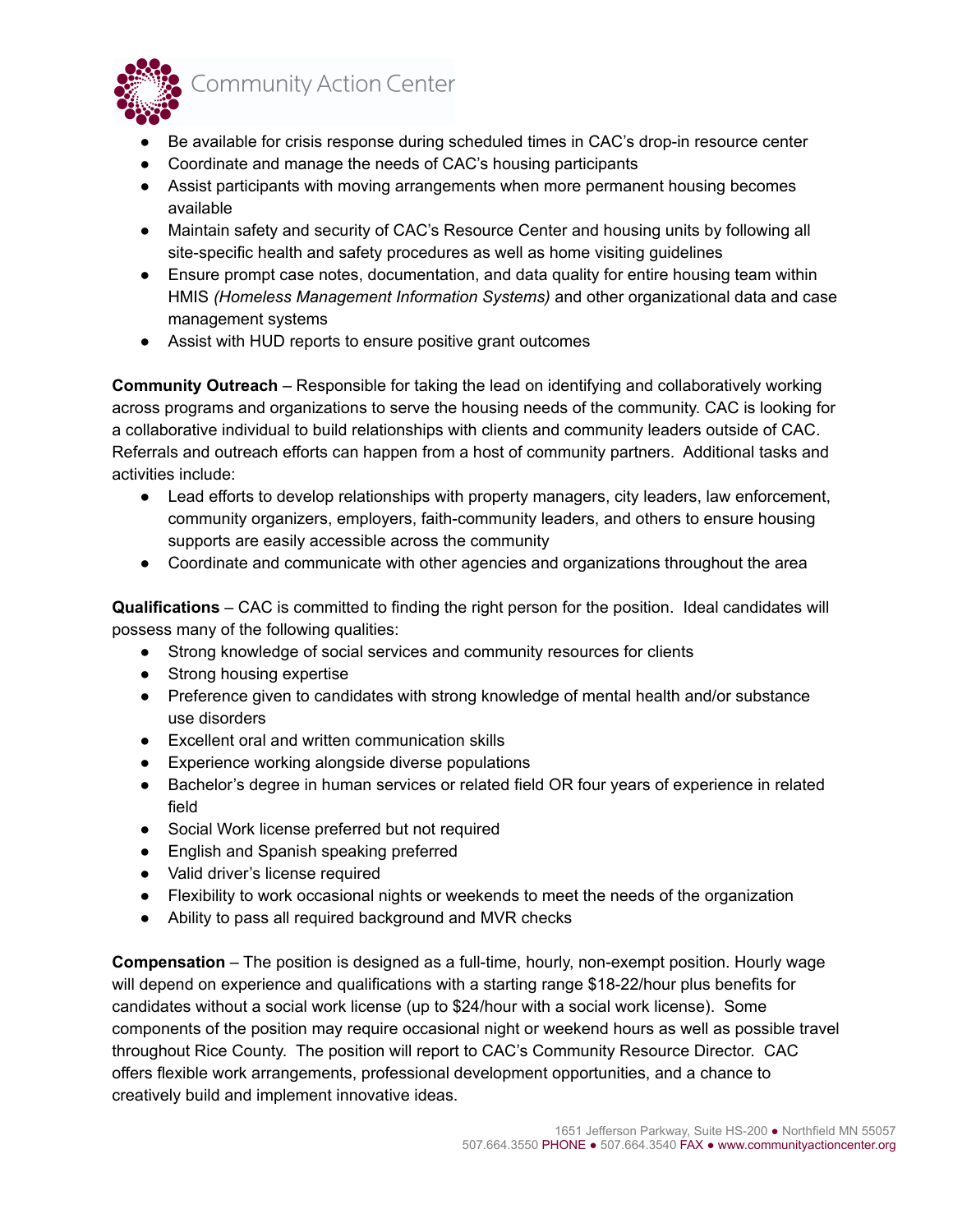- Be available for crisis response during scheduled times in CAC's drop-in resource center
- Coordinate and manage the needs of CAC's housing participants
- Assist participants with moving arrangements when more permanent housing becomes available
- Maintain safety and security of CAC's Resource Center and housing units by following all site-specific health and safety procedures as well as home visiting guidelines
- Ensure prompt case notes, documentation, and data quality for entire housing team within HMIS *(Homeless Management Information Systems)* and other organizational data and case management systems
- Assist with HUD reports to ensure positive grant outcomes

**Community Outreach** – Responsible for taking the lead on identifying and collaboratively working across programs and organizations to serve the housing needs of the community. CAC is looking for a collaborative individual to build relationships with clients and community leaders outside of CAC. Referrals and outreach efforts can happen from a host of community partners. Additional tasks and activities include:

- Lead efforts to develop relationships with property managers, city leaders, law enforcement, community organizers, employers, faith-community leaders, and others to ensure housing supports are easily accessible across the community
- Coordinate and communicate with other agencies and organizations throughout the area

**Qualifications** – CAC is committed to finding the right person for the position. Ideal candidates will possess many of the following qualities:

- Strong knowledge of social services and community resources for clients
- Strong housing expertise
- Preference given to candidates with strong knowledge of mental health and/or substance use disorders
- Excellent oral and written communication skills
- Experience working alongside diverse populations
- Bachelor's degree in human services or related field OR four years of experience in related field
- Social Work license preferred but not required
- English and Spanish speaking preferred
- Valid driver's license required
- Flexibility to work occasional nights or weekends to meet the needs of the organization
- Ability to pass all required background and MVR checks

**Compensation** – The position is designed as a full-time, hourly, non-exempt position. Hourly wage will depend on experience and qualifications with a starting range $18-22/hour plus benefits for candidates without a social work license (up to $24/hour with a social work license). Some components of the position may require occasional night or weekend hours as well as possible travel throughout Rice County. The position will report to CAC's Community Resource Director. CAC offers flexible work arrangements, professional development opportunities, and a chance to creatively build and implement innovative ideas.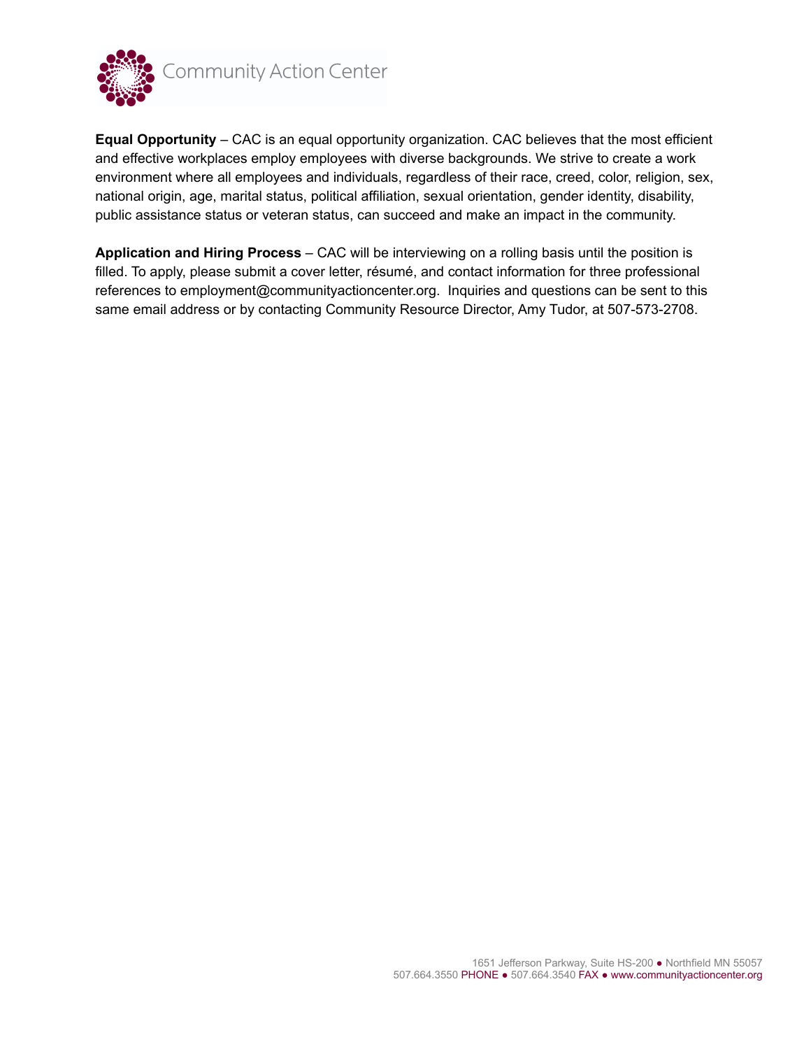**Equal Opportunity** – CAC is an equal opportunity organization. CAC believes that the most efficient and effective workplaces employ employees with diverse backgrounds. We strive to create a work environment where all employees and individuals, regardless of their race, creed, color, religion, sex, national origin, age, marital status, political affiliation, sexual orientation, gender identity, disability, public assistance status or veteran status, can succeed and make an impact in the community.

**Application and Hiring Process** – CAC will be interviewing on a rolling basis until the position is filled. To apply, please submit a cover letter, résumé, and contact information for three professional references to employment@communityactioncenter.org. Inquiries and questions can be sent to this same email address or by contacting Community Resource Director, Amy Tudor, at 507-573-2708.